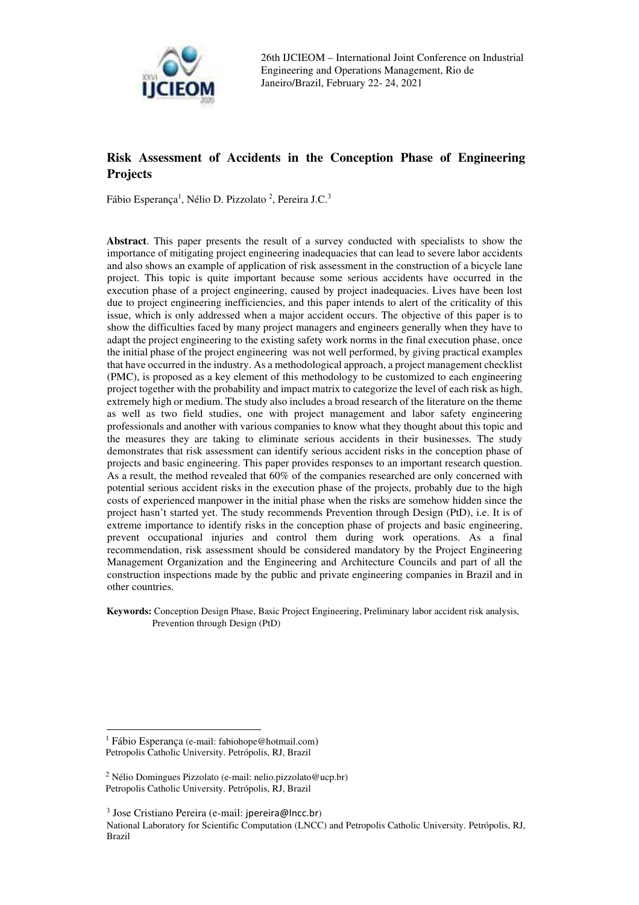# Risk Assessment of Accidents in the Conception Phase of Engineering Projects

Fábio Esperança[1], Nélio D. Pizzolato [2], Pereira J.C.[3]

**Abstract**. This paper presents the result of a survey conducted with specialists to show the importance of mitigating project engineering inadequacies that can lead to severe labor accidents and also shows an example of application of risk assessment in the construction of a bicycle lane project. This topic is quite important because some serious accidents have occurred in the execution phase of a project engineering, caused by project inadequacies. Lives have been lost due to project engineering inefficiencies, and this paper intends to alert of the criticality of this issue, which is only addressed when a major accident occurs. The objective of this paper is to show the difficulties faced by many project managers and engineers generally when they have to adapt the project engineering to the existing safety work norms in the final execution phase, once the initial phase of the project engineering was not well performed, by giving practical examples that have occurred in the industry. As a methodological approach, a project management checklist (PMC), is proposed as a key element of this methodology to be customized to each engineering project together with the probability and impact matrix to categorize the level of each risk as high, extremely high or medium. The study also includes a broad research of the literature on the theme as well as two field studies, one with project management and labor safety engineering professionals and another with various companies to know what they thought about this topic and the measures they are taking to eliminate serious accidents in their businesses. The study demonstrates that risk assessment can identify serious accident risks in the conception phase of projects and basic engineering. This paper provides responses to an important research question. As a result, the method revealed that 60% of the companies researched are only concerned with potential serious accident risks in the execution phase of the projects, probably due to the high costs of experienced manpower in the initial phase when the risks are somehow hidden since the project hasn't started yet. The study recommends Prevention through Design (PtD), i.e. It is of extreme importance to identify risks in the conception phase of projects and basic engineering, prevent occupational injuries and control them during work operations. As a final recommendation, risk assessment should be considered mandatory by the Project Engineering Management Organization and the Engineering and Architecture Councils and part of all the construction inspections made by the public and private engineering companies in Brazil and in other countries.

**Keywords:** Conception Design Phase, Basic Project Engineering, Preliminary labor accident risk analysis, Prevention through Design (PtD)

---

[1] Fábio Esperança (e-mail: fabiohope@hotmail.com)
Petropolis Catholic University. Petrópolis, RJ, Brazil

[2] Nélio Domingues Pizzolato (e-mail: nelio.pizzolato@ucp.br)
Petropolis Catholic University. Petrópolis, RJ, Brazil

[3] Jose Cristiano Pereira (e-mail: jpereira@lncc.br)
National Laboratory for Scientific Computation (LNCC) and Petropolis Catholic University. Petrópolis, RJ, Brazil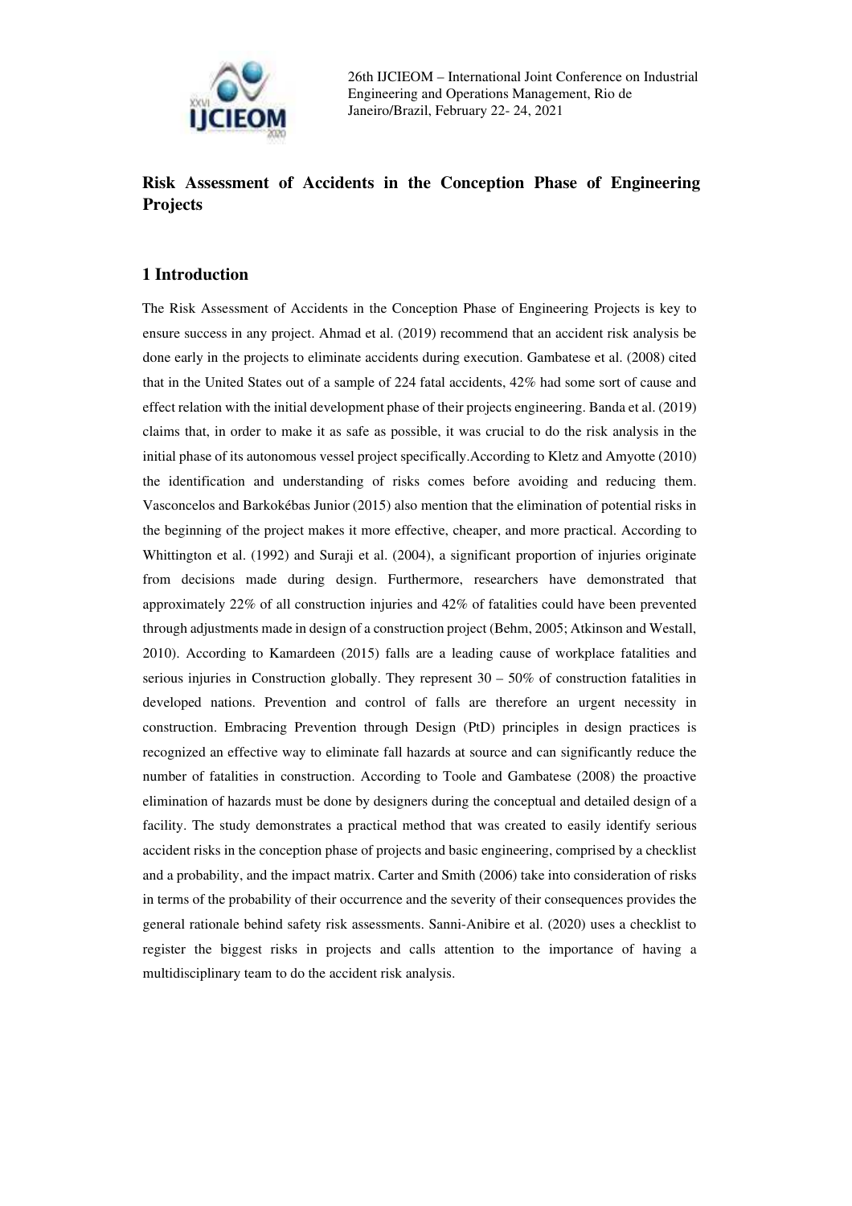## Risk Assessment of Accidents in the Conception Phase of Engineering Projects

### 1 Introduction

The Risk Assessment of Accidents in the Conception Phase of Engineering Projects is key to ensure success in any project. Ahmad et al. (2019) recommend that an accident risk analysis be done early in the projects to eliminate accidents during execution. Gambatese et al. (2008) cited that in the United States out of a sample of 224 fatal accidents, 42% had some sort of cause and effect relation with the initial development phase of their projects engineering. Banda et al. (2019) claims that, in order to make it as safe as possible, it was crucial to do the risk analysis in the initial phase of its autonomous vessel project specifically.According to Kletz and Amyotte (2010) the identification and understanding of risks comes before avoiding and reducing them. Vasconcelos and Barkokébas Junior (2015) also mention that the elimination of potential risks in the beginning of the project makes it more effective, cheaper, and more practical. According to Whittington et al. (1992) and Suraji et al. (2004), a significant proportion of injuries originate from decisions made during design. Furthermore, researchers have demonstrated that approximately 22% of all construction injuries and 42% of fatalities could have been prevented through adjustments made in design of a construction project (Behm, 2005; Atkinson and Westall, 2010). According to Kamardeen (2015) falls are a leading cause of workplace fatalities and serious injuries in Construction globally. They represent 30 – 50% of construction fatalities in developed nations. Prevention and control of falls are therefore an urgent necessity in construction. Embracing Prevention through Design (PtD) principles in design practices is recognized an effective way to eliminate fall hazards at source and can significantly reduce the number of fatalities in construction. According to Toole and Gambatese (2008) the proactive elimination of hazards must be done by designers during the conceptual and detailed design of a facility. The study demonstrates a practical method that was created to easily identify serious accident risks in the conception phase of projects and basic engineering, comprised by a checklist and a probability, and the impact matrix. Carter and Smith (2006) take into consideration of risks in terms of the probability of their occurrence and the severity of their consequences provides the general rationale behind safety risk assessments. Sanni-Anibire et al. (2020) uses a checklist to register the biggest risks in projects and calls attention to the importance of having a multidisciplinary team to do the accident risk analysis.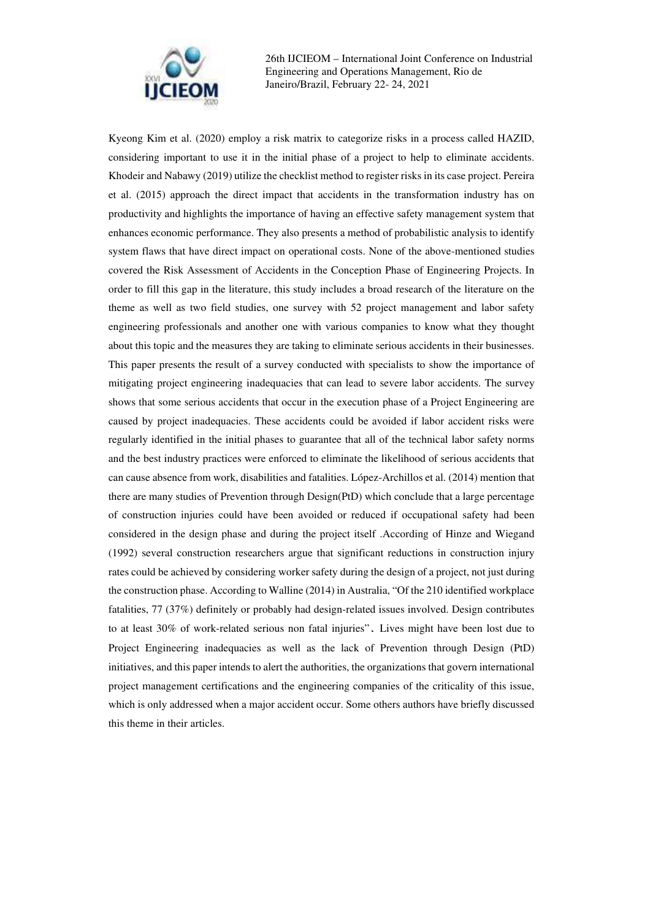Kyeong Kim et al. (2020) employ a risk matrix to categorize risks in a process called HAZID, considering important to use it in the initial phase of a project to help to eliminate accidents. Khodeir and Nabawy (2019) utilize the checklist method to register risks in its case project. Pereira et al. (2015) approach the direct impact that accidents in the transformation industry has on productivity and highlights the importance of having an effective safety management system that enhances economic performance. They also presents a method of probabilistic analysis to identify system flaws that have direct impact on operational costs. None of the above-mentioned studies covered the Risk Assessment of Accidents in the Conception Phase of Engineering Projects. In order to fill this gap in the literature, this study includes a broad research of the literature on the theme as well as two field studies, one survey with 52 project management and labor safety engineering professionals and another one with various companies to know what they thought about this topic and the measures they are taking to eliminate serious accidents in their businesses. This paper presents the result of a survey conducted with specialists to show the importance of mitigating project engineering inadequacies that can lead to severe labor accidents. The survey shows that some serious accidents that occur in the execution phase of a Project Engineering are caused by project inadequacies. These accidents could be avoided if labor accident risks were regularly identified in the initial phases to guarantee that all of the technical labor safety norms and the best industry practices were enforced to eliminate the likelihood of serious accidents that can cause absence from work, disabilities and fatalities. López-Archillos et al. (2014) mention that there are many studies of Prevention through Design(PtD) which conclude that a large percentage of construction injuries could have been avoided or reduced if occupational safety had been considered in the design phase and during the project itself .According of Hinze and Wiegand (1992) several construction researchers argue that significant reductions in construction injury rates could be achieved by considering worker safety during the design of a project, not just during the construction phase. According to Walline (2014) in Australia, "Of the 210 identified workplace fatalities, 77 (37%) definitely or probably had design-related issues involved. Design contributes to at least 30% of work-related serious non fatal injuries". Lives might have been lost due to Project Engineering inadequacies as well as the lack of Prevention through Design (PtD) initiatives, and this paper intends to alert the authorities, the organizations that govern international project management certifications and the engineering companies of the criticality of this issue, which is only addressed when a major accident occur. Some others authors have briefly discussed this theme in their articles.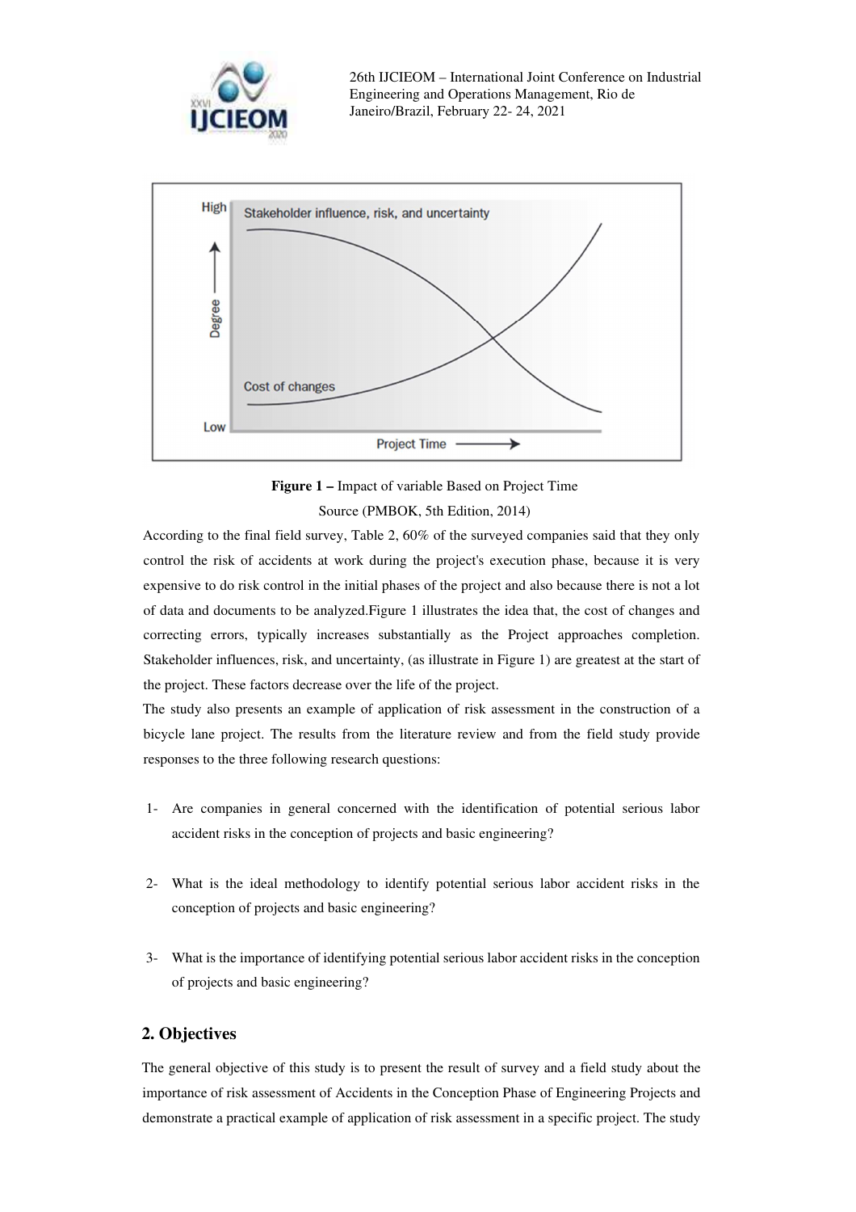**Figure 1 –** Impact of variable Based on Project Time

Source (PMBOK, 5th Edition, 2014)

According to the final field survey, Table 2, 60% of the surveyed companies said that they only control the risk of accidents at work during the project's execution phase, because it is very expensive to do risk control in the initial phases of the project and also because there is not a lot of data and documents to be analyzed.Figure 1 illustrates the idea that, the cost of changes and correcting errors, typically increases substantially as the Project approaches completion. Stakeholder influences, risk, and uncertainty, (as illustrate in Figure 1) are greatest at the start of the project. These factors decrease over the life of the project.

The study also presents an example of application of risk assessment in the construction of a bicycle lane project. The results from the literature review and from the field study provide responses to the three following research questions:

1- Are companies in general concerned with the identification of potential serious labor accident risks in the conception of projects and basic engineering?

2- What is the ideal methodology to identify potential serious labor accident risks in the conception of projects and basic engineering?

3- What is the importance of identifying potential serious labor accident risks in the conception of projects and basic engineering?

## 2. Objectives

The general objective of this study is to present the result of survey and a field study about the importance of risk assessment of Accidents in the Conception Phase of Engineering Projects and demonstrate a practical example of application of risk assessment in a specific project. The study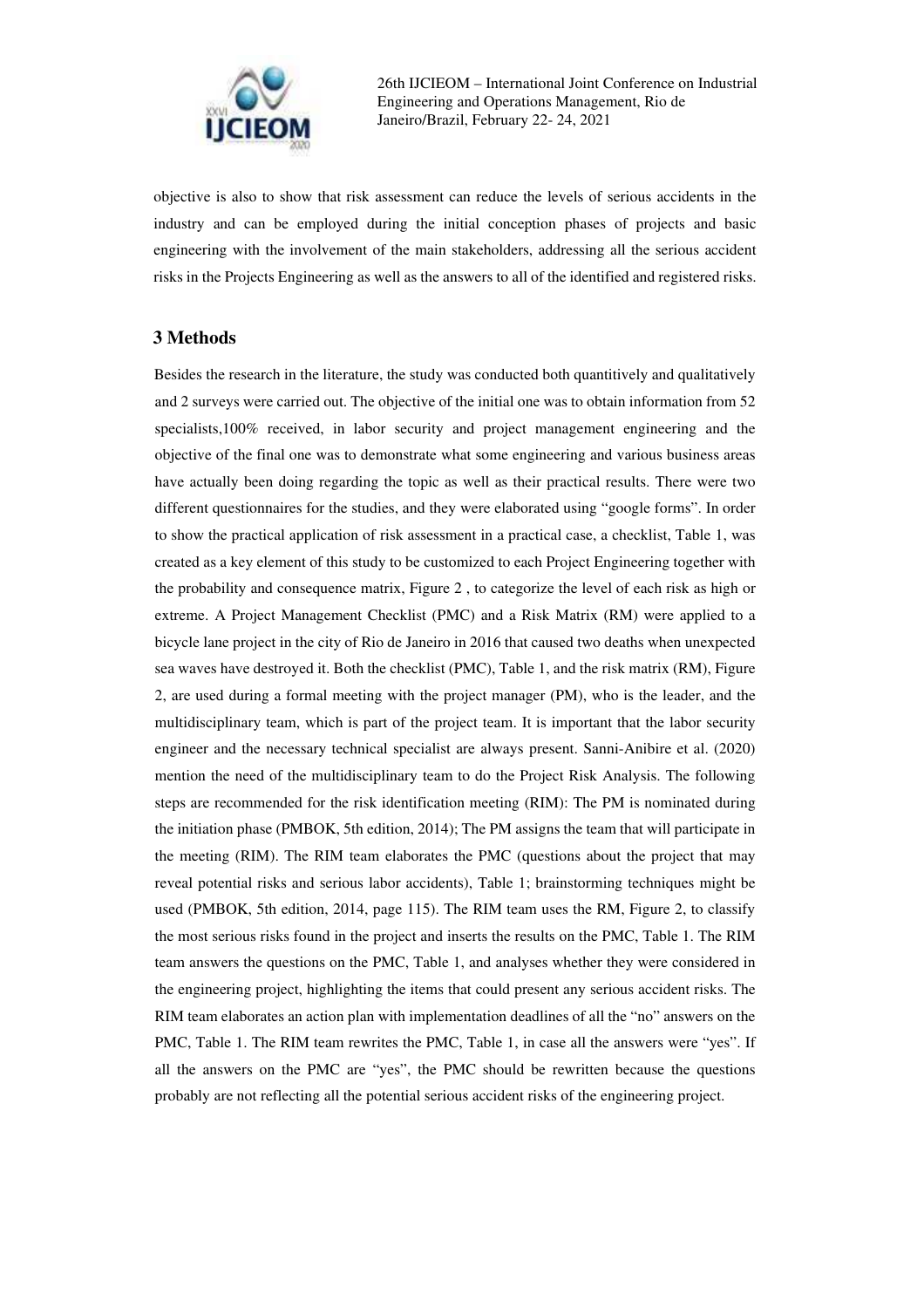objective is also to show that risk assessment can reduce the levels of serious accidents in the industry and can be employed during the initial conception phases of projects and basic engineering with the involvement of the main stakeholders, addressing all the serious accident risks in the Projects Engineering as well as the answers to all of the identified and registered risks.

## 3 Methods

Besides the research in the literature, the study was conducted both quantitively and qualitatively and 2 surveys were carried out. The objective of the initial one was to obtain information from 52 specialists,100% received, in labor security and project management engineering and the objective of the final one was to demonstrate what some engineering and various business areas have actually been doing regarding the topic as well as their practical results. There were two different questionnaires for the studies, and they were elaborated using "google forms". In order to show the practical application of risk assessment in a practical case, a checklist, Table 1, was created as a key element of this study to be customized to each Project Engineering together with the probability and consequence matrix, Figure 2 , to categorize the level of each risk as high or extreme. A Project Management Checklist (PMC) and a Risk Matrix (RM) were applied to a bicycle lane project in the city of Rio de Janeiro in 2016 that caused two deaths when unexpected sea waves have destroyed it. Both the checklist (PMC), Table 1, and the risk matrix (RM), Figure 2, are used during a formal meeting with the project manager (PM), who is the leader, and the multidisciplinary team, which is part of the project team. It is important that the labor security engineer and the necessary technical specialist are always present. Sanni-Anibire et al. (2020) mention the need of the multidisciplinary team to do the Project Risk Analysis. The following steps are recommended for the risk identification meeting (RIM): The PM is nominated during the initiation phase (PMBOK, 5th edition, 2014); The PM assigns the team that will participate in the meeting (RIM). The RIM team elaborates the PMC (questions about the project that may reveal potential risks and serious labor accidents), Table 1; brainstorming techniques might be used (PMBOK, 5th edition, 2014, page 115). The RIM team uses the RM, Figure 2, to classify the most serious risks found in the project and inserts the results on the PMC, Table 1. The RIM team answers the questions on the PMC, Table 1, and analyses whether they were considered in the engineering project, highlighting the items that could present any serious accident risks. The RIM team elaborates an action plan with implementation deadlines of all the "no" answers on the PMC, Table 1. The RIM team rewrites the PMC, Table 1, in case all the answers were "yes". If all the answers on the PMC are "yes", the PMC should be rewritten because the questions probably are not reflecting all the potential serious accident risks of the engineering project.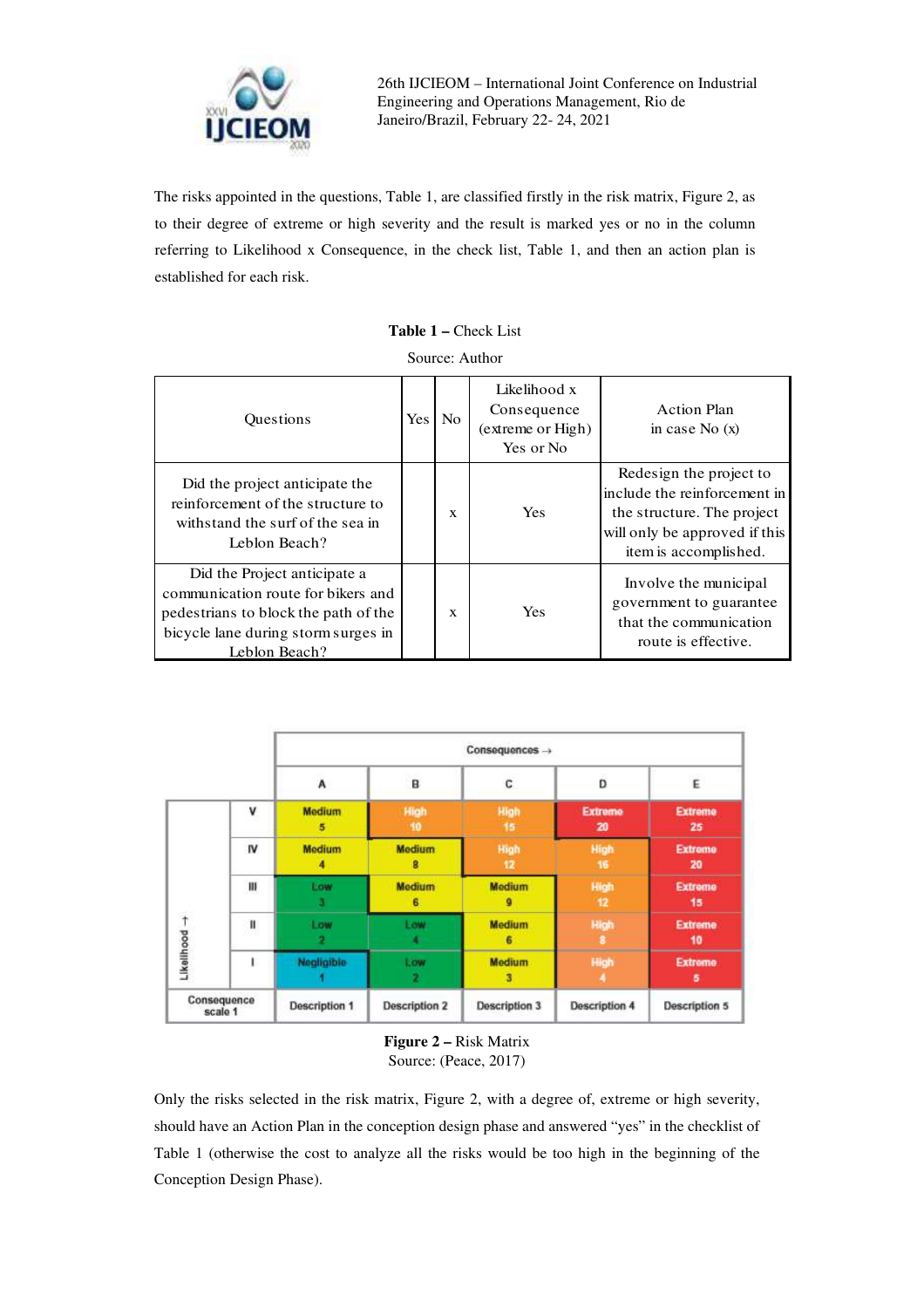The risks appointed in the questions, Table 1, are classified firstly in the risk matrix, Figure 2, as to their degree of extreme or high severity and the result is marked yes or no in the column referring to Likelihood x Consequence, in the check list, Table 1, and then an action plan is established for each risk.

**Table 1 –** Check List

Source: Author

| Questions | Yes | No | Likelihood x Consequence (extreme or High) Yes or No | Action Plan in case No (x) |
|---|---|---|---|---|
| Did the project anticipate the reinforcement of the structure to withstand the surf of the sea in Leblon Beach? | | x | Yes | Redesign the project to include the reinforcement in the structure. The project will only be approved if this item is accomplished. |
| Did the Project anticipate a communication route for bikers and pedestrians to block the path of the bicycle lane during storm surges in Leblon Beach? | | x | Yes | Involve the municipal government to guarantee that the communication route is effective. |

| | | Consequences → | | | | |
|---|---|---|---|---|---|---|
| | | A | B | C | D | E |
| Likelihood ↑ | V | Medium 5 | High 10 | High 15 | Extreme 20 | Extreme 25 |
| | IV | Medium 4 | Medium 8 | High 12 | High 16 | Extreme 20 |
| | III | Low 3 | Medium 6 | Medium 9 | High 12 | Extreme 15 |
| | II | Low 2 | Low 4 | Medium 6 | High 8 | Extreme 10 |
| | I | Negligible 1 | Low 2 | Medium 3 | High 4 | Extreme 5 |
| Consequence scale 1 | | Description 1 | Description 2 | Description 3 | Description 4 | Description 5 |

**Figure 2 –** Risk Matrix
Source: (Peace, 2017)

Only the risks selected in the risk matrix, Figure 2, with a degree of, extreme or high severity, should have an Action Plan in the conception design phase and answered "yes" in the checklist of Table 1 (otherwise the cost to analyze all the risks would be too high in the beginning of the Conception Design Phase).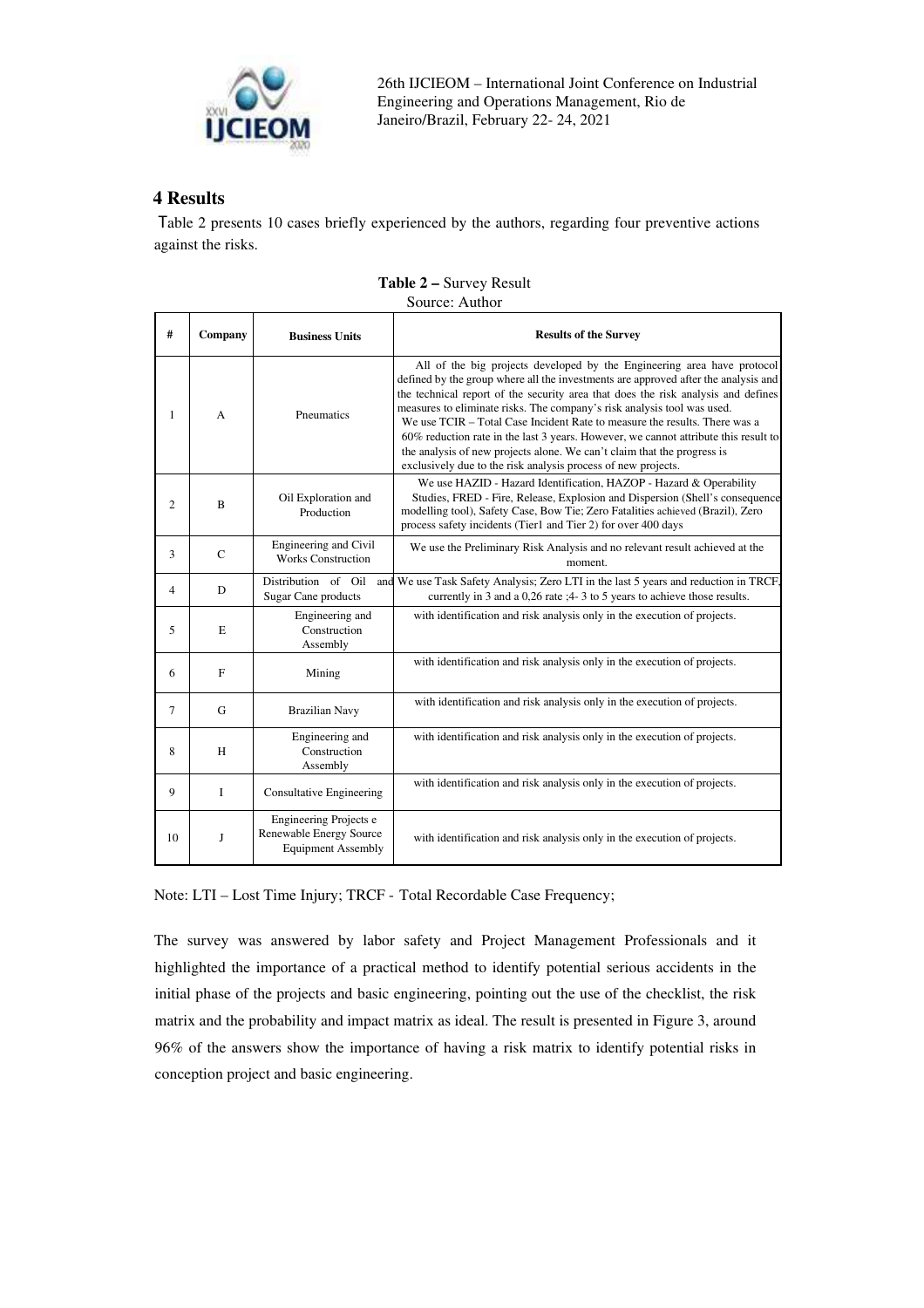## 4 Results

Table 2 presents 10 cases briefly experienced by the authors, regarding four preventive actions against the risks.

**Table 2 –** Survey Result
Source: Author

| # | Company | Business Units | Results of the Survey |
|---|---|---|---|
| 1 | A | Pneumatics | All of the big projects developed by the Engineering area have protocol defined by the group where all the investments are approved after the analysis and the technical report of the security area that does the risk analysis and defines measures to eliminate risks. The company's risk analysis tool was used. We use TCIR – Total Case Incident Rate to measure the results. There was a 60% reduction rate in the last 3 years. However, we cannot attribute this result to the analysis of new projects alone. We can't claim that the progress is exclusively due to the risk analysis process of new projects. |
| 2 | B | Oil Exploration and Production | We use HAZID - Hazard Identification, HAZOP - Hazard & Operability Studies, FRED - Fire, Release, Explosion and Dispersion (Shell's consequence modelling tool), Safety Case, Bow Tie; Zero Fatalities achieved (Brazil), Zero process safety incidents (Tier1 and Tier 2) for over 400 days |
| 3 | C | Engineering and Civil Works Construction | We use the Preliminary Risk Analysis and no relevant result achieved at the moment. |
| 4 | D | Distribution of Oil and Sugar Cane products | We use Task Safety Analysis; Zero LTI in the last 5 years and reduction in TRCF, currently in 3 and a 0,26 rate ;4- 3 to 5 years to achieve those results. |
| 5 | E | Engineering and Construction Assembly | with identification and risk analysis only in the execution of projects. |
| 6 | F | Mining | with identification and risk analysis only in the execution of projects. |
| 7 | G | Brazilian Navy | with identification and risk analysis only in the execution of projects. |
| 8 | H | Engineering and Construction Assembly | with identification and risk analysis only in the execution of projects. |
| 9 | I | Consultative Engineering | with identification and risk analysis only in the execution of projects. |
| 10 | J | Engineering Projects e Renewable Energy Source Equipment Assembly | with identification and risk analysis only in the execution of projects. |

Note: LTI – Lost Time Injury; TRCF - Total Recordable Case Frequency;

The survey was answered by labor safety and Project Management Professionals and it highlighted the importance of a practical method to identify potential serious accidents in the initial phase of the projects and basic engineering, pointing out the use of the checklist, the risk matrix and the probability and impact matrix as ideal. The result is presented in Figure 3, around 96% of the answers show the importance of having a risk matrix to identify potential risks in conception project and basic engineering.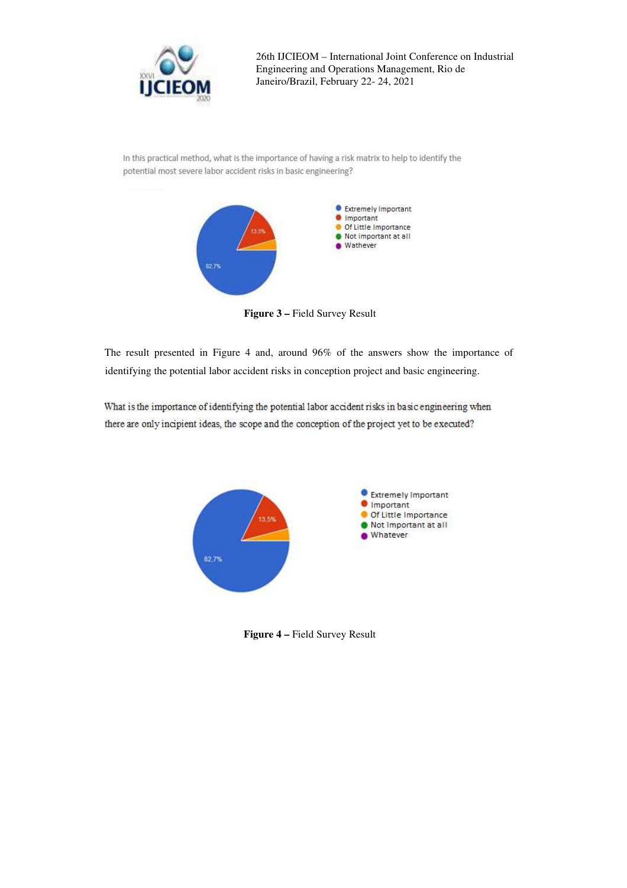In this practical method, what is the importance of having a risk matrix to help to identify the potential most severe labor accident risks in basic engineering?

- Extremely Important
- Important
- Of Little Importance
- Not important at all
- Wathever

13.5%

82.7%

**Figure 3 –** Field Survey Result

The result presented in Figure 4 and, around 96% of the answers show the importance of identifying the potential labor accident risks in conception project and basic engineering.

What is the importance of identifying the potential labor accident risks in basic engineering when there are only incipient ideas, the scope and the conception of the project yet to be executed?

- Extremely Important
- Important
- Of Little Importance
- Not Important at all
- Whatever

13.5%

82.7%

**Figure 4 –** Field Survey Result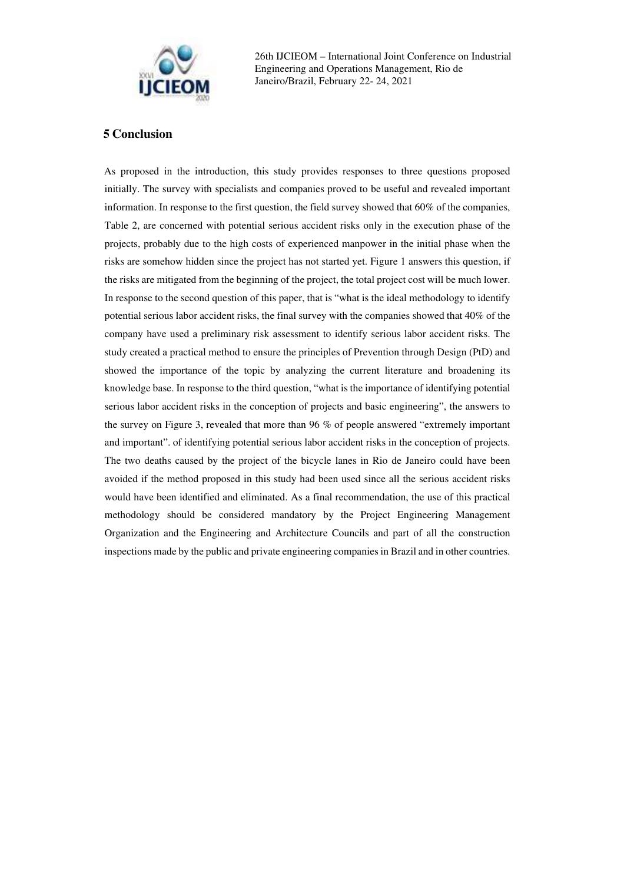## 5 Conclusion

As proposed in the introduction, this study provides responses to three questions proposed initially. The survey with specialists and companies proved to be useful and revealed important information. In response to the first question, the field survey showed that 60% of the companies, Table 2, are concerned with potential serious accident risks only in the execution phase of the projects, probably due to the high costs of experienced manpower in the initial phase when the risks are somehow hidden since the project has not started yet. Figure 1 answers this question, if the risks are mitigated from the beginning of the project, the total project cost will be much lower. In response to the second question of this paper, that is "what is the ideal methodology to identify potential serious labor accident risks, the final survey with the companies showed that 40% of the company have used a preliminary risk assessment to identify serious labor accident risks. The study created a practical method to ensure the principles of Prevention through Design (PtD) and showed the importance of the topic by analyzing the current literature and broadening its knowledge base. In response to the third question, "what is the importance of identifying potential serious labor accident risks in the conception of projects and basic engineering", the answers to the survey on Figure 3, revealed that more than 96 % of people answered "extremely important and important". of identifying potential serious labor accident risks in the conception of projects. The two deaths caused by the project of the bicycle lanes in Rio de Janeiro could have been avoided if the method proposed in this study had been used since all the serious accident risks would have been identified and eliminated. As a final recommendation, the use of this practical methodology should be considered mandatory by the Project Engineering Management Organization and the Engineering and Architecture Councils and part of all the construction inspections made by the public and private engineering companies in Brazil and in other countries.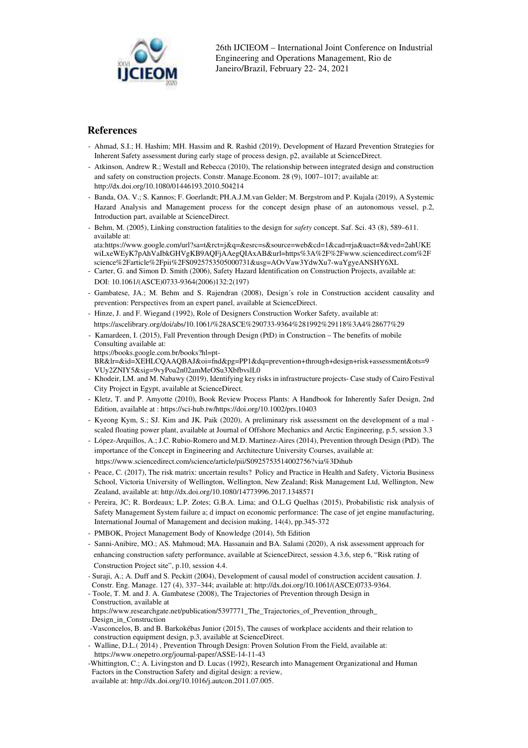## References

- Ahmad, S.I.; H. Hashim; MH. Hassim and R. Rashid (2019), Development of Hazard Prevention Strategies for Inherent Safety assessment during early stage of process design, p2, available at ScienceDirect.
- Atkinson, Andrew R.; Westall and Rebecca (2010), The relationship between integrated design and construction and safety on construction projects. Constr. Manage.Econom. 28 (9), 1007–1017; available at: http://dx.doi.org/10.1080/01446193.2010.504214
- Banda, OA. V.; S. Kannos; F. Goerlandt; PH.A.J.M.van Gelder; M. Bergstrom and P. Kujala (2019), A Systemic Hazard Analysis and Management process for the concept design phase of an autonomous vessel, p.2, Introduction part, available at ScienceDirect.
- Behm, M. (2005), Linking construction fatalities to the design for *safety* concept. Saf. Sci. 43 (8), 589–611. available at: ata:https://www.google.com/url?sa=t&rct=j&q=&esrc=s&source=web&cd=1&cad=rja&uact=8&ved=2ahUKEwiLxeWEyK7pAhVaIbkGHVgKB9AQFjAAegQIAxAB&url=https%3A%2F%2Fwww.sciencedirect.com%2Fscience%2Farticle%2Fpii%2FS0925753505000731&usg=AOvVaw3YdwXu7-waYgyeANSHY6XL
- Carter, G. and Simon D. Smith (2006), Safety Hazard Identification on Construction Projects, available at: DOI: 10.1061/(ASCE)0733-9364(2006)132:2(197)
- Gambatese, JA.; M. Behm and S. Rajendran (2008), Design´s role in Construction accident causality and prevention: Perspectives from an expert panel, available at ScienceDirect.
- Hinze, J. and F. Wiegand (1992), Role of Designers Construction Worker Safety, available at: https://ascelibrary.org/doi/abs/10.1061/%28ASCE%290733-9364%281992%29118%3A4%28677%29
- Kamardeen, I. (2015), Fall Prevention through Design (PtD) in Construction – The benefits of mobile Consulting available at: https://books.google.com.br/books?hl=pt-BR&lr=&id=XEHLCQAAQBAJ&oi=fnd&pg=PP1&dq=prevention+through+design+risk+assessment&ots=9VUy2ZNIY5&sig=9vyPoa2n02amMeOSu3XbfbvslL0
- Khodeir, LM. and M. Nabawy (2019), Identifying key risks in infrastructure projects- Case study of Cairo Festival City Project in Egypt, available at ScienceDirect.
- Kletz, T. and P. Amyotte (2010), Book Review Process Plants: A Handbook for Inherently Safer Design, 2nd Edition, available at : https://sci-hub.tw/https://doi.org/10.1002/prs.10403
- Kyeong Kym, S.; SJ. Kim and JK. Paik (2020), A preliminary risk assessment on the development of a mal - scaled floating power plant, available at Journal of Offshore Mechanics and Arctic Engineering, p.5, session 3.3
- López-Arquillos, A.; J.C. Rubio-Romero and M.D. Martinez-Aires (2014), Prevention through Design (PtD). The importance of the Concept in Engineering and Architecture University Courses, available at: https://www.sciencedirect.com/science/article/pii/S0925753514002756?via%3Dihub
- Peace, C. (2017), The risk matrix: uncertain results? Policy and Practice in Health and Safety, Victoria Business School, Victoria University of Wellington, Wellington, New Zealand; Risk Management Ltd, Wellington, New Zealand, available at: http://dx.doi.org/10.1080/14773996.2017.1348571
- Pereira, JC; R. Bordeaux; L.P. Zotes; G.B.A. Lima; and O.L.G Quelhas (2015), Probabilistic risk analysis of Safety Management System failure a; d impact on economic performance: The case of jet engine manufacturing, International Journal of Management and decision making, 14(4), pp.345-372
- PMBOK, Project Management Body of Knowledge (2014), 5th Edition
- Sanni-Anibire, MO.; AS. Mahmoud; MA. Hassanain and BA. Salami (2020), A risk assessment approach for enhancing construction safety performance, available at ScienceDirect, session 4.3.6, step 6, "Risk rating of Construction Project site", p.10, session 4.4.
- Suraji, A.; A. Duff and S. Peckitt (2004), Development of causal model of construction accident causation. J. Constr. Eng. Manage. 127 (4), 337–344; available at: http://dx.doi.org/10.1061/(ASCE)0733-9364.
- Toole, T. M. and J. A. Gambatese (2008), The Trajectories of Prevention through Design in Construction, available at https://www.researchgate.net/publication/5397771_The_Trajectories_of_Prevention_through_Design_in_Construction
- Vasconcelos, B. and B. Barkokébas Junior (2015), The causes of workplace accidents and their relation to construction equipment design, p.3, available at ScienceDirect.
- Walline, D.L.( 2014) , Prevention Through Design: Proven Solution From the Field, available at: https://www.onepetro.org/journal-paper/ASSE-14-11-43
- Whittington, C.; A. Livingston and D. Lucas (1992), Research into Management Organizational and Human Factors in the Construction Safety and digital design: a review, available at: http://dx.doi.org/10.1016/j.autcon.2011.07.005.